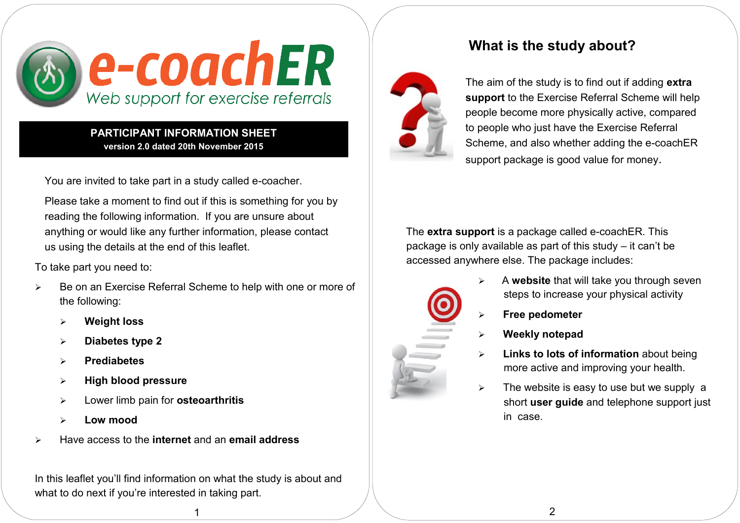# e-coachER

Web support for exercise referrals

**PARTICIPANT INFORMATION SHEET**
**version 2.0 dated 20th November 2015**

You are invited to take part in a study called e-coacher.

Please take a moment to find out if this is something for you by reading the following information. If you are unsure about anything or would like any further information, please contact us using the details at the end of this leaflet.

To take part you need to:

- Be on an Exercise Referral Scheme to help with one or more of the following:
  - **Weight loss**
  - **Diabetes type 2**
  - **Prediabetes**
  - **High blood pressure**
  - Lower limb pain for **osteoarthritis**
  - **Low mood**
- Have access to the **internet** and an **email address**

In this leaflet you'll find information on what the study is about and what to do next if you're interested in taking part.

## What is the study about?

The aim of the study is to find out if adding **extra support** to the Exercise Referral Scheme will help people become more physically active, compared to people who just have the Exercise Referral Scheme, and also whether adding the e-coachER support package is good value for money.

The **extra support** is a package called e-coachER. This package is only available as part of this study – it can't be accessed anywhere else. The package includes:

- A **website** that will take you through seven steps to increase your physical activity
- **Free pedometer**
- **Weekly notepad**
- **Links to lots of information** about being more active and improving your health.
- The website is easy to use but we supply a short **user guide** and telephone support just in case.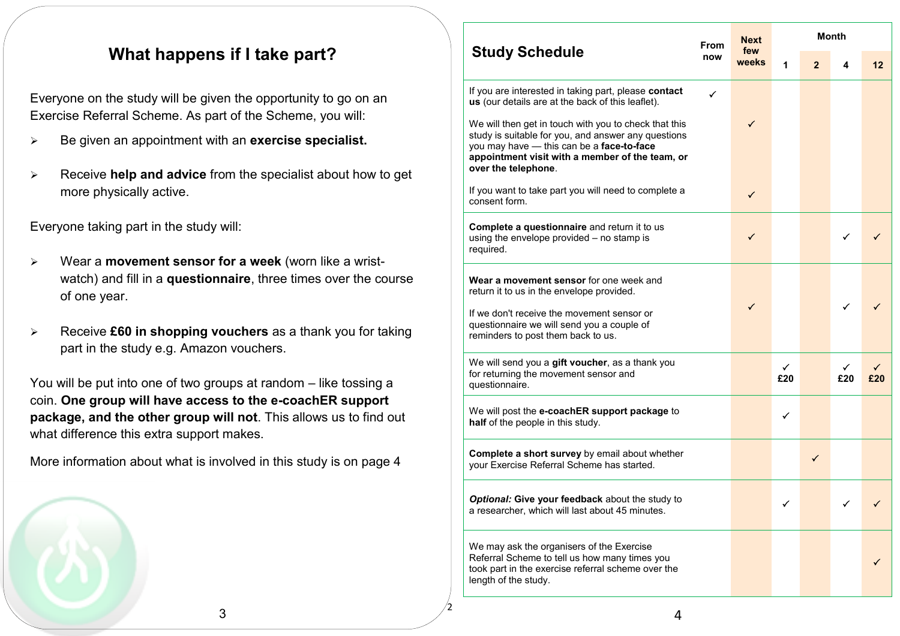## What happens if I take part?

Everyone on the study will be given the opportunity to go on an Exercise Referral Scheme. As part of the Scheme, you will:

- Be given an appointment with an **exercise specialist.**
- Receive **help and advice** from the specialist about how to get more physically active.

Everyone taking part in the study will:

- Wear a **movement sensor for a week** (worn like a wrist-watch) and fill in a **questionnaire**, three times over the course of one year.
- Receive **£60 in shopping vouchers** as a thank you for taking part in the study e.g. Amazon vouchers.

You will be put into one of two groups at random – like tossing a coin. **One group will have access to the e-coachER support package, and the other group will not**. This allows us to find out what difference this extra support makes.

More information about what is involved in this study is on page 4

| **Study Schedule** | From now | Next few weeks | Month 1 | Month 2 | Month 4 | Month 12 |
|---|---|---|---|---|---|---|
| If you are interested in taking part, please **contact us** (our details are at the back of this leaflet). | ✓ | | | | | |
| We will then get in touch with you to check that this study is suitable for you, and answer any questions you may have — this can be a **face-to-face appointment visit with a member of the team, or over the telephone**. | | ✓ | | | | |
| If you want to take part you will need to complete a consent form. | | ✓ | | | | |
| **Complete a questionnaire** and return it to us using the envelope provided – no stamp is required. | | ✓ | | | ✓ | ✓ |
| **Wear a movement sensor** for one week and return it to us in the envelope provided. If we don't receive the movement sensor or questionnaire we will send you a couple of reminders to post them back to us. | | ✓ | | | ✓ | ✓ |
| We will send you a **gift voucher**, as a thank you for returning the movement sensor and questionnaire. | | | ✓ £20 | | ✓ £20 | ✓ £20 |
| We will post the **e-coachER support package** to **half** of the people in this study. | | | ✓ | | | |
| **Complete a short survey** by email about whether your Exercise Referral Scheme has started. | | | | ✓ | | |
| ***Optional:*** **Give your feedback** about the study to a researcher, which will last about 45 minutes. | | | ✓ | | ✓ | ✓ |
| We may ask the organisers of the Exercise Referral Scheme to tell us how many times you took part in the exercise referral scheme over the length of the study. | | | | | | ✓ |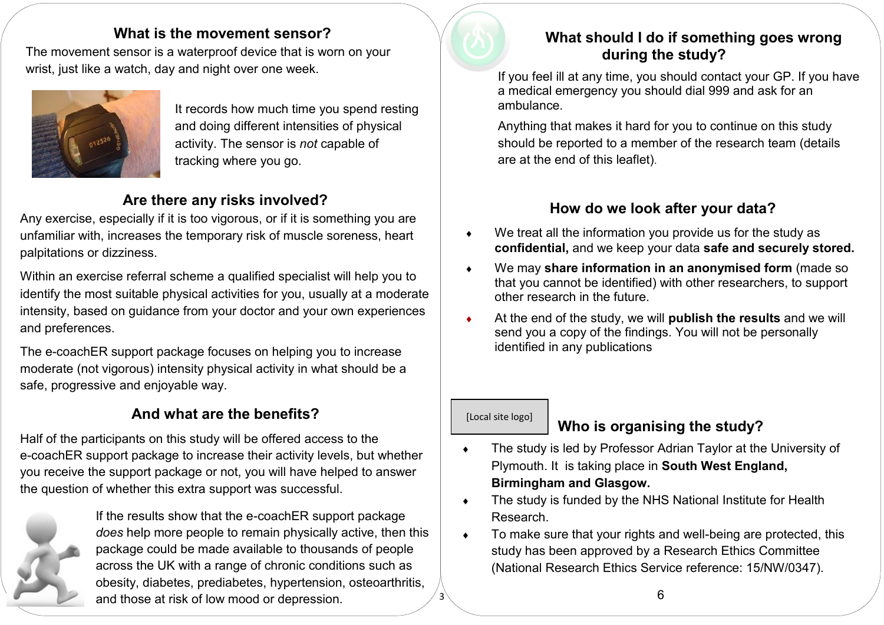## What is the movement sensor?

The movement sensor is a waterproof device that is worn on your wrist, just like a watch, day and night over one week.

It records how much time you spend resting and doing different intensities of physical activity. The sensor is *not* capable of tracking where you go.

## Are there any risks involved?

Any exercise, especially if it is too vigorous, or if it is something you are unfamiliar with, increases the temporary risk of muscle soreness, heart palpitations or dizziness.

Within an exercise referral scheme a qualified specialist will help you to identify the most suitable physical activities for you, usually at a moderate intensity, based on guidance from your doctor and your own experiences and preferences.

The e-coachER support package focuses on helping you to increase moderate (not vigorous) intensity physical activity in what should be a safe, progressive and enjoyable way.

## And what are the benefits?

Half of the participants on this study will be offered access to the e-coachER support package to increase their activity levels, but whether you receive the support package or not, you will have helped to answer the question of whether this extra support was successful.

If the results show that the e-coachER support package *does* help more people to remain physically active, then this package could be made available to thousands of people across the UK with a range of chronic conditions such as obesity, diabetes, prediabetes, hypertension, osteoarthritis, and those at risk of low mood or depression.

## What should I do if something goes wrong during the study?

If you feel ill at any time, you should contact your GP. If you have a medical emergency you should dial 999 and ask for an ambulance.

Anything that makes it hard for you to continue on this study should be reported to a member of the research team (details are at the end of this leaflet).

## How do we look after your data?

- We treat all the information you provide us for the study as **confidential,** and we keep your data **safe and securely stored.**
- We may **share information in an anonymised form** (made so that you cannot be identified) with other researchers, to support other research in the future.
- At the end of the study, we will **publish the results** and we will send you a copy of the findings. You will not be personally identified in any publications

[Local site logo]

## Who is organising the study?

- The study is led by Professor Adrian Taylor at the University of Plymouth. It is taking place in **South West England, Birmingham and Glasgow.**
- The study is funded by the NHS National Institute for Health Research.
- To make sure that your rights and well-being are protected, this study has been approved by a Research Ethics Committee (National Research Ethics Service reference: 15/NW/0347).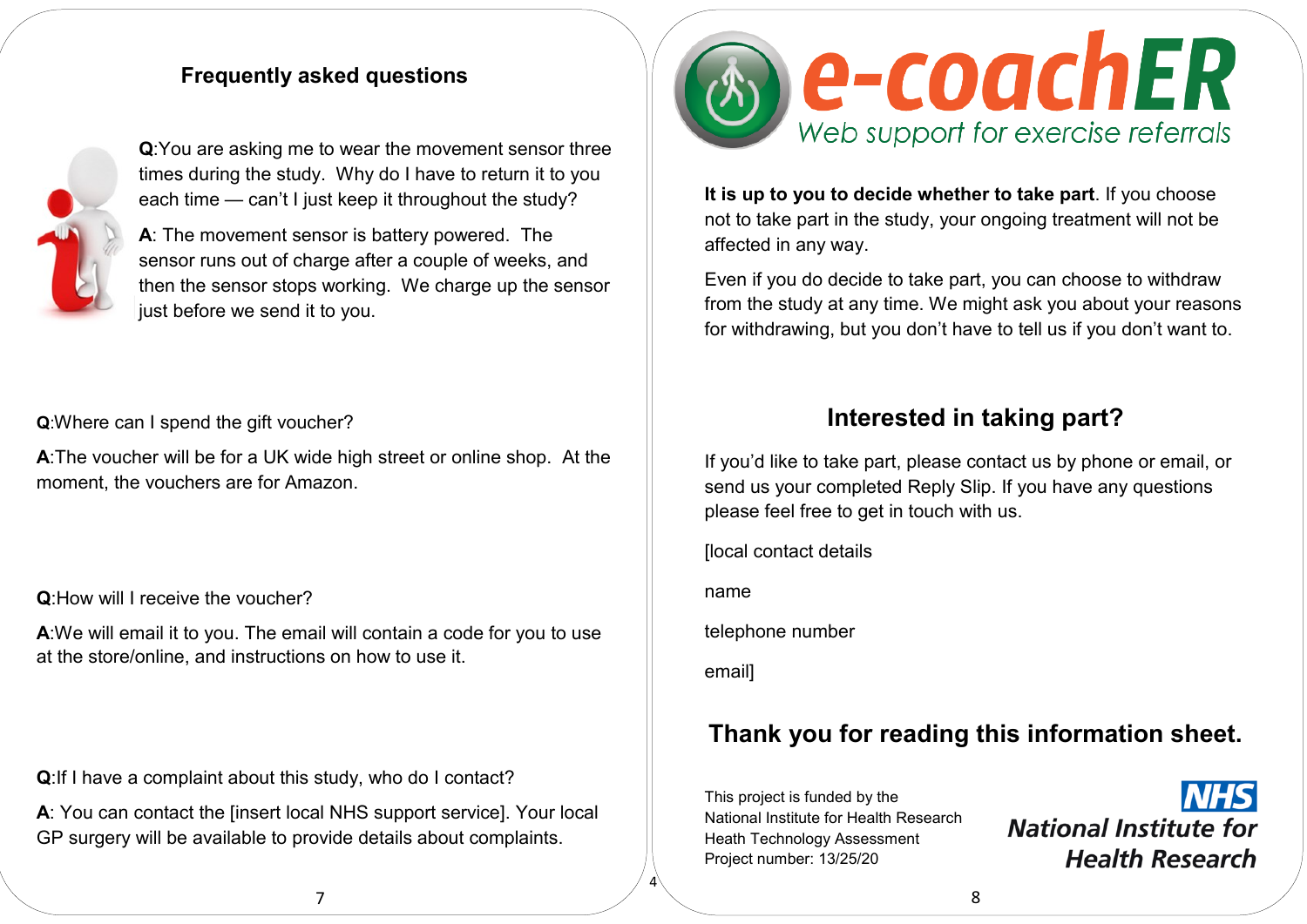## Frequently asked questions

**Q**:You are asking me to wear the movement sensor three times during the study. Why do I have to return it to you each time — can't I just keep it throughout the study?

**A**: The movement sensor is battery powered. The sensor runs out of charge after a couple of weeks, and then the sensor stops working. We charge up the sensor just before we send it to you.

**Q**:Where can I spend the gift voucher?

**A**:The voucher will be for a UK wide high street or online shop. At the moment, the vouchers are for Amazon.

**Q**:How will I receive the voucher?

**A**:We will email it to you. The email will contain a code for you to use at the store/online, and instructions on how to use it.

**Q**:If I have a complaint about this study, who do I contact?

**A**: You can contact the [insert local NHS support service]. Your local GP surgery will be available to provide details about complaints.

# e-coachER
Web support for exercise referrals

**It is up to you to decide whether to take part**. If you choose not to take part in the study, your ongoing treatment will not be affected in any way.

Even if you do decide to take part, you can choose to withdraw from the study at any time. We might ask you about your reasons for withdrawing, but you don't have to tell us if you don't want to.

## Interested in taking part?

If you'd like to take part, please contact us by phone or email, or send us your completed Reply Slip. If you have any questions please feel free to get in touch with us.

[local contact details

name

telephone number

email]

## Thank you for reading this information sheet.

This project is funded by the
National Institute for Health Research
Heath Technology Assessment
Project number: 13/25/20

NHS
National Institute for Health Research